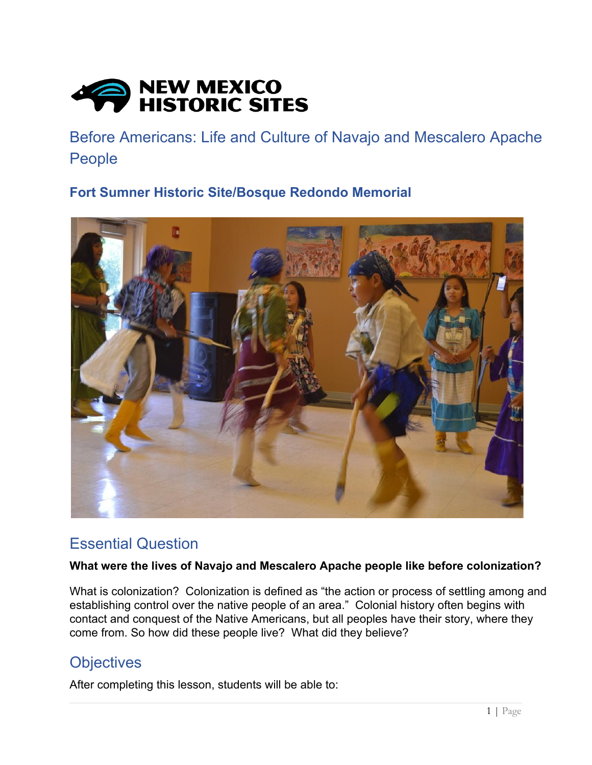NEW MEXICO HISTORIC SITES

# Before Americans: Life and Culture of Navajo and Mescalero Apache People

### Fort Sumner Historic Site/Bosque Redondo Memorial

## Essential Question

**What were the lives of Navajo and Mescalero Apache people like before colonization?**

What is colonization? Colonization is defined as “the action or process of settling among and establishing control over the native people of an area.” Colonial history often begins with contact and conquest of the Native Americans, but all peoples have their story, where they come from. So how did these people live? What did they believe?

## Objectives

After completing this lesson, students will be able to: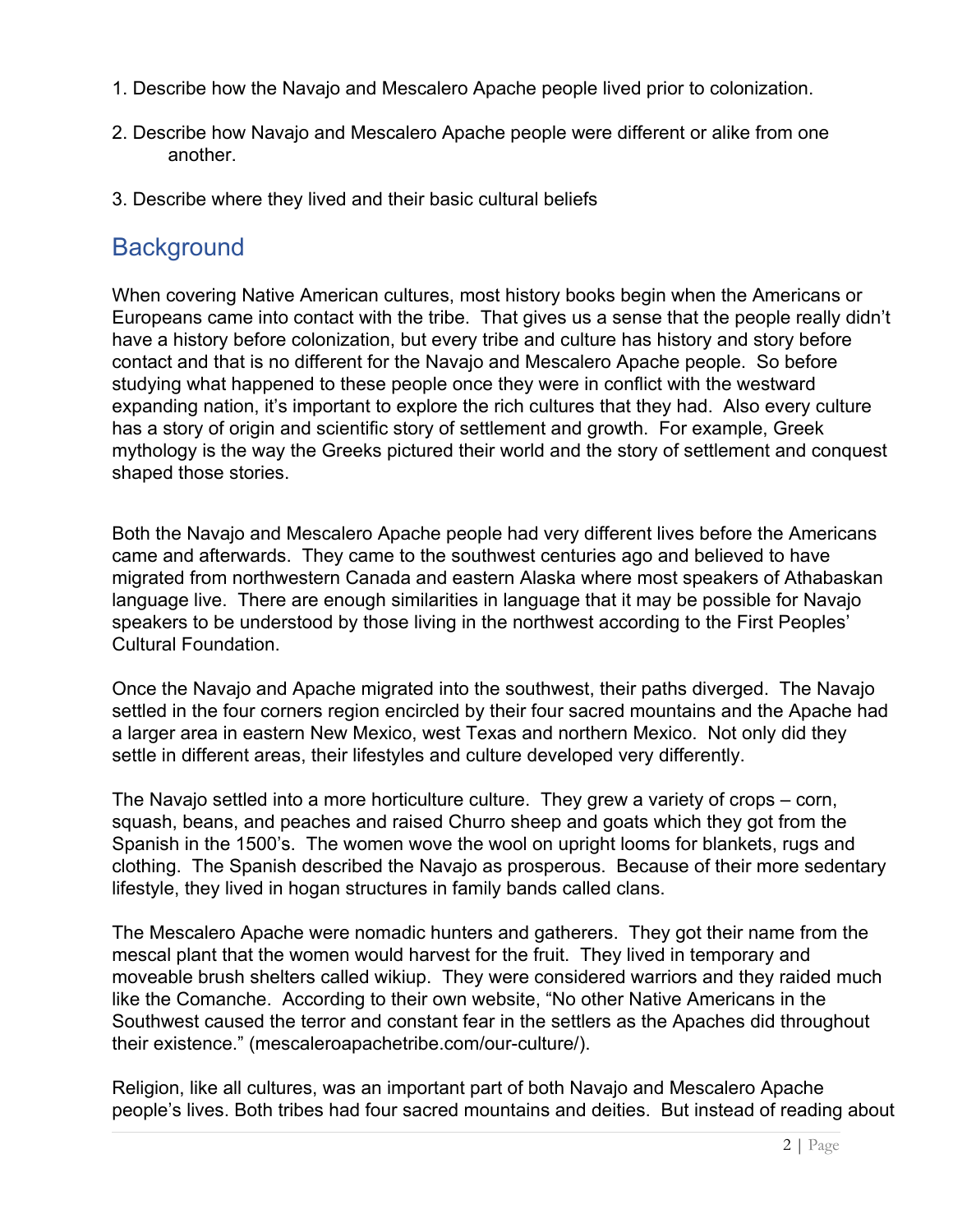1. Describe how the Navajo and Mescalero Apache people lived prior to colonization.

2. Describe how Navajo and Mescalero Apache people were different or alike from one another.

3. Describe where they lived and their basic cultural beliefs

## Background

When covering Native American cultures, most history books begin when the Americans or Europeans came into contact with the tribe. That gives us a sense that the people really didn't have a history before colonization, but every tribe and culture has history and story before contact and that is no different for the Navajo and Mescalero Apache people. So before studying what happened to these people once they were in conflict with the westward expanding nation, it's important to explore the rich cultures that they had. Also every culture has a story of origin and scientific story of settlement and growth. For example, Greek mythology is the way the Greeks pictured their world and the story of settlement and conquest shaped those stories.

Both the Navajo and Mescalero Apache people had very different lives before the Americans came and afterwards. They came to the southwest centuries ago and believed to have migrated from northwestern Canada and eastern Alaska where most speakers of Athabaskan language live. There are enough similarities in language that it may be possible for Navajo speakers to be understood by those living in the northwest according to the First Peoples' Cultural Foundation.

Once the Navajo and Apache migrated into the southwest, their paths diverged. The Navajo settled in the four corners region encircled by their four sacred mountains and the Apache had a larger area in eastern New Mexico, west Texas and northern Mexico. Not only did they settle in different areas, their lifestyles and culture developed very differently.

The Navajo settled into a more horticulture culture. They grew a variety of crops – corn, squash, beans, and peaches and raised Churro sheep and goats which they got from the Spanish in the 1500's. The women wove the wool on upright looms for blankets, rugs and clothing. The Spanish described the Navajo as prosperous. Because of their more sedentary lifestyle, they lived in hogan structures in family bands called clans.

The Mescalero Apache were nomadic hunters and gatherers. They got their name from the mescal plant that the women would harvest for the fruit. They lived in temporary and moveable brush shelters called wikiup. They were considered warriors and they raided much like the Comanche. According to their own website, "No other Native Americans in the Southwest caused the terror and constant fear in the settlers as the Apaches did throughout their existence." (mescaleroapachetribe.com/our-culture/).

Religion, like all cultures, was an important part of both Navajo and Mescalero Apache people's lives. Both tribes had four sacred mountains and deities. But instead of reading about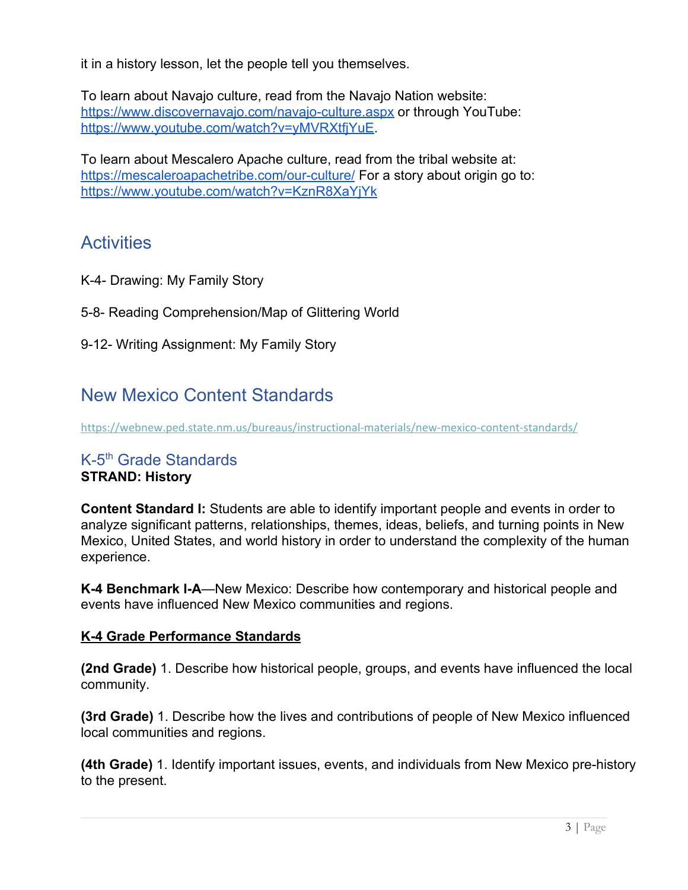it in a history lesson, let the people tell you themselves.

To learn about Navajo culture, read from the Navajo Nation website: https://www.discovernavajo.com/navajo-culture.aspx or through YouTube: https://www.youtube.com/watch?v=yMVRXtfjYuE.

To learn about Mescalero Apache culture, read from the tribal website at: https://mescaleroapachetribe.com/our-culture/ For a story about origin go to: https://www.youtube.com/watch?v=KznR8XaYjYk

## Activities

K-4- Drawing: My Family Story

5-8- Reading Comprehension/Map of Glittering World

9-12- Writing Assignment: My Family Story

## New Mexico Content Standards

https://webnew.ped.state.nm.us/bureaus/instructional-materials/new-mexico-content-standards/

### K-5th Grade Standards

**STRAND: History**

**Content Standard I:** Students are able to identify important people and events in order to analyze significant patterns, relationships, themes, ideas, beliefs, and turning points in New Mexico, United States, and world history in order to understand the complexity of the human experience.

**K-4 Benchmark I-A**—New Mexico: Describe how contemporary and historical people and events have influenced New Mexico communities and regions.

**K-4 Grade Performance Standards**

**(2nd Grade)** 1. Describe how historical people, groups, and events have influenced the local community.

**(3rd Grade)** 1. Describe how the lives and contributions of people of New Mexico influenced local communities and regions.

**(4th Grade)** 1. Identify important issues, events, and individuals from New Mexico pre-history to the present.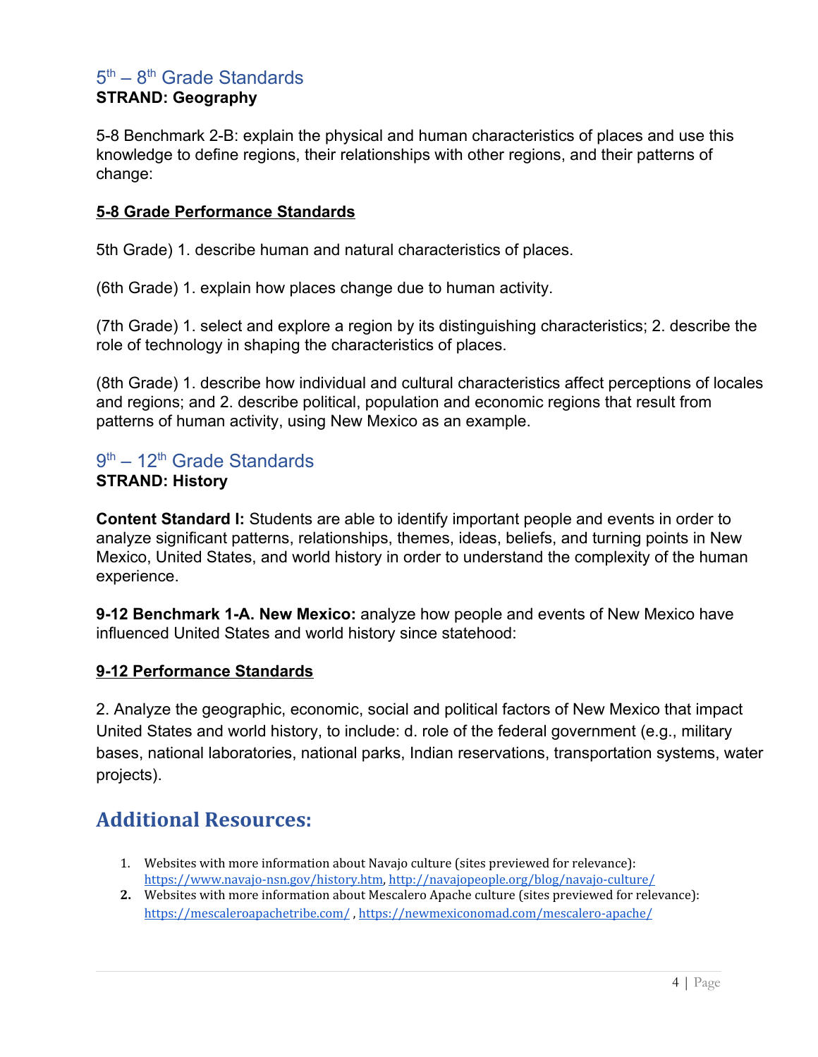## 5th – 8th Grade Standards

**STRAND: Geography**

5-8 Benchmark 2-B: explain the physical and human characteristics of places and use this knowledge to define regions, their relationships with other regions, and their patterns of change:

**5-8 Grade Performance Standards**

5th Grade) 1. describe human and natural characteristics of places.

(6th Grade) 1. explain how places change due to human activity.

(7th Grade) 1. select and explore a region by its distinguishing characteristics; 2. describe the role of technology in shaping the characteristics of places.

(8th Grade) 1. describe how individual and cultural characteristics affect perceptions of locales and regions; and 2. describe political, population and economic regions that result from patterns of human activity, using New Mexico as an example.

## 9th – 12th Grade Standards

**STRAND: History**

**Content Standard I:** Students are able to identify important people and events in order to analyze significant patterns, relationships, themes, ideas, beliefs, and turning points in New Mexico, United States, and world history in order to understand the complexity of the human experience.

**9-12 Benchmark 1-A. New Mexico:** analyze how people and events of New Mexico have influenced United States and world history since statehood:

**9-12 Performance Standards**

2. Analyze the geographic, economic, social and political factors of New Mexico that impact United States and world history, to include: d. role of the federal government (e.g., military bases, national laboratories, national parks, Indian reservations, transportation systems, water projects).

# Additional Resources:

1. Websites with more information about Navajo culture (sites previewed for relevance): https://www.navajo-nsn.gov/history.htm, http://navajopeople.org/blog/navajo-culture/
2. Websites with more information about Mescalero Apache culture (sites previewed for relevance): https://mescaleroapachetribe.com/ , https://newmexiconomad.com/mescalero-apache/